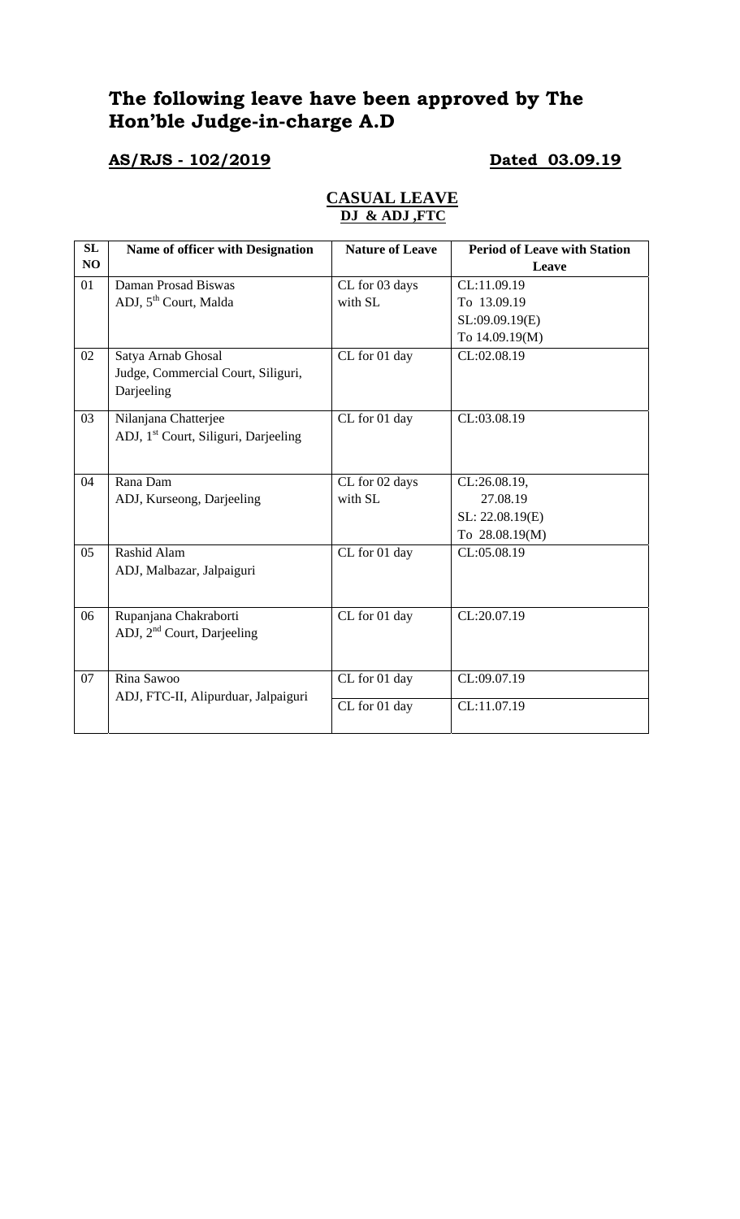# The following leave have been approved by The Hon'ble Judge-in-charge A.D

## AS/RJS - 102/2019 &emsp;&emsp;&emsp; Dated 03.09.19

### CASUAL LEAVE
### DJ & ADJ ,FTC

| SL NO | Name of officer with Designation | Nature of Leave | Period of Leave with Station Leave |
|---|---|---|---|
| 01 | Daman Prosad Biswas<br>ADJ, 5th Court, Malda | CL for 03 days with SL | CL:11.09.19 To 13.09.19<br>SL:09.09.19(E) To 14.09.19(M) |
| 02 | Satya Arnab Ghosal<br>Judge, Commercial Court, Siliguri, Darjeeling | CL for 01 day | CL:02.08.19 |
| 03 | Nilanjana Chatterjee<br>ADJ, 1st Court, Siliguri, Darjeeling | CL for 01 day | CL:03.08.19 |
| 04 | Rana Dam<br>ADJ, Kurseong, Darjeeling | CL for 02 days with SL | CL:26.08.19, 27.08.19<br>SL: 22.08.19(E) To 28.08.19(M) |
| 05 | Rashid Alam<br>ADJ, Malbazar, Jalpaiguri | CL for 01 day | CL:05.08.19 |
| 06 | Rupanjana Chakraborti<br>ADJ, 2nd Court, Darjeeling | CL for 01 day | CL:20.07.19 |
| 07 | Rina Sawoo<br>ADJ, FTC-II, Alipurduar, Jalpaiguri | CL for 01 day | CL:09.07.19 |
| | | CL for 01 day | CL:11.07.19 |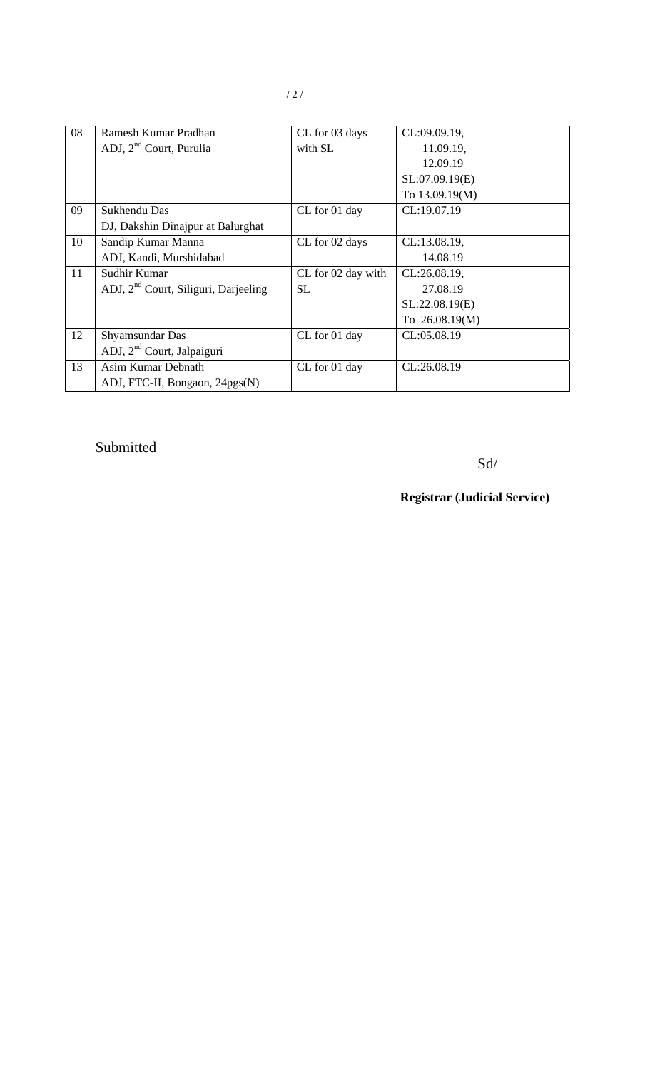| 08 | Ramesh Kumar Pradhan<br>ADJ, 2nd Court, Purulia | CL for 03 days with SL | CL:09.09.19,<br>11.09.19,<br>12.09.19<br>SL:07.09.19(E)<br>To 13.09.19(M) |
|---|---|---|---|
| 09 | Sukhendu Das<br>DJ, Dakshin Dinajpur at Balurghat | CL for 01 day | CL:19.07.19 |
| 10 | Sandip Kumar Manna<br>ADJ, Kandi, Murshidabad | CL for 02 days | CL:13.08.19,<br>14.08.19 |
| 11 | Sudhir Kumar<br>ADJ, 2nd Court, Siliguri, Darjeeling | CL for 02 day with SL | CL:26.08.19,<br>27.08.19<br>SL:22.08.19(E)<br>To 26.08.19(M) |
| 12 | Shyamsundar Das<br>ADJ, 2nd Court, Jalpaiguri | CL for 01 day | CL:05.08.19 |
| 13 | Asim Kumar Debnath<br>ADJ, FTC-II, Bongaon, 24pgs(N) | CL for 01 day | CL:26.08.19 |

Submitted

Sd/

**Registrar (Judicial Service)**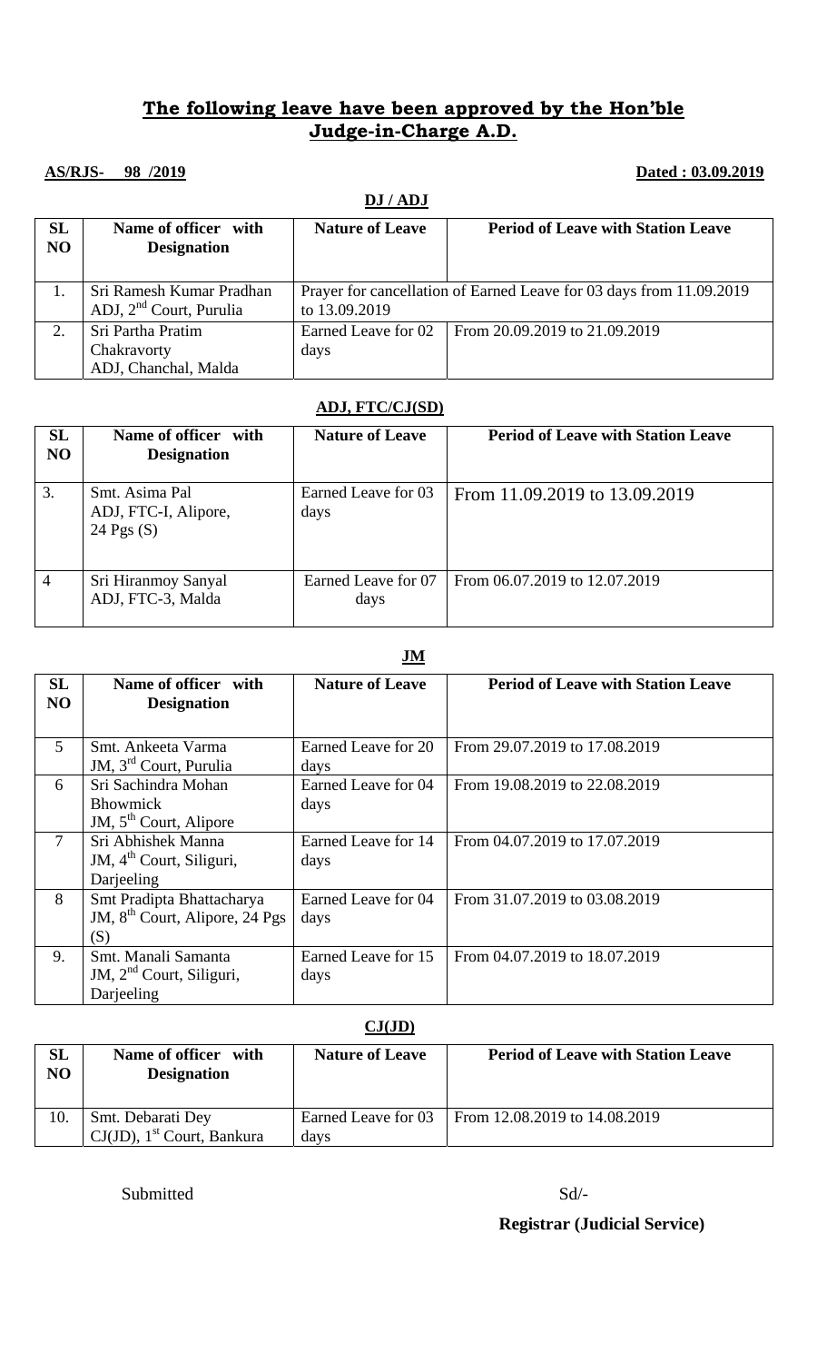# The following leave have been approved by the Hon'ble Judge-in-Charge A.D.

**AS/RJS- 98 /2019** **Dated : 03.09.2019**

## DJ / ADJ

| SL NO | Name of officer with Designation | Nature of Leave | Period of Leave with Station Leave |
|---|---|---|---|
| 1. | Sri Ramesh Kumar Pradhan ADJ, 2nd Court, Purulia | Prayer for cancellation of Earned Leave for 03 days from 11.09.2019 to 13.09.2019 | |
| 2. | Sri Partha Pratim Chakravorty ADJ, Chanchal, Malda | Earned Leave for 02 days | From 20.09.2019 to 21.09.2019 |

## ADJ, FTC/CJ(SD)

| SL NO | Name of officer with Designation | Nature of Leave | Period of Leave with Station Leave |
|---|---|---|---|
| 3. | Smt. Asima Pal ADJ, FTC-I, Alipore, 24 Pgs (S) | Earned Leave for 03 days | From 11.09.2019 to 13.09.2019 |
| 4 | Sri Hiranmoy Sanyal ADJ, FTC-3, Malda | Earned Leave for 07 days | From 06.07.2019 to 12.07.2019 |

## JM

| SL NO | Name of officer with Designation | Nature of Leave | Period of Leave with Station Leave |
|---|---|---|---|
| 5 | Smt. Ankeeta Varma JM, 3rd Court, Purulia | Earned Leave for 20 days | From 29.07.2019 to 17.08.2019 |
| 6 | Sri Sachindra Mohan Bhowmick JM, 5th Court, Alipore | Earned Leave for 04 days | From 19.08.2019 to 22.08.2019 |
| 7 | Sri Abhishek Manna JM, 4th Court, Siliguri, Darjeeling | Earned Leave for 14 days | From 04.07.2019 to 17.07.2019 |
| 8 | Smt Pradipta Bhattacharya JM, 8th Court, Alipore, 24 Pgs (S) | Earned Leave for 04 days | From 31.07.2019 to 03.08.2019 |
| 9. | Smt. Manali Samanta JM, 2nd Court, Siliguri, Darjeeling | Earned Leave for 15 days | From 04.07.2019 to 18.07.2019 |

## CJ(JD)

| SL NO | Name of officer with Designation | Nature of Leave | Period of Leave with Station Leave |
|---|---|---|---|
| 10. | Smt. Debarati Dey CJ(JD), 1st Court, Bankura | Earned Leave for 03 days | From 12.08.2019 to 14.08.2019 |

Submitted

Sd/-

**Registrar (Judicial Service)**